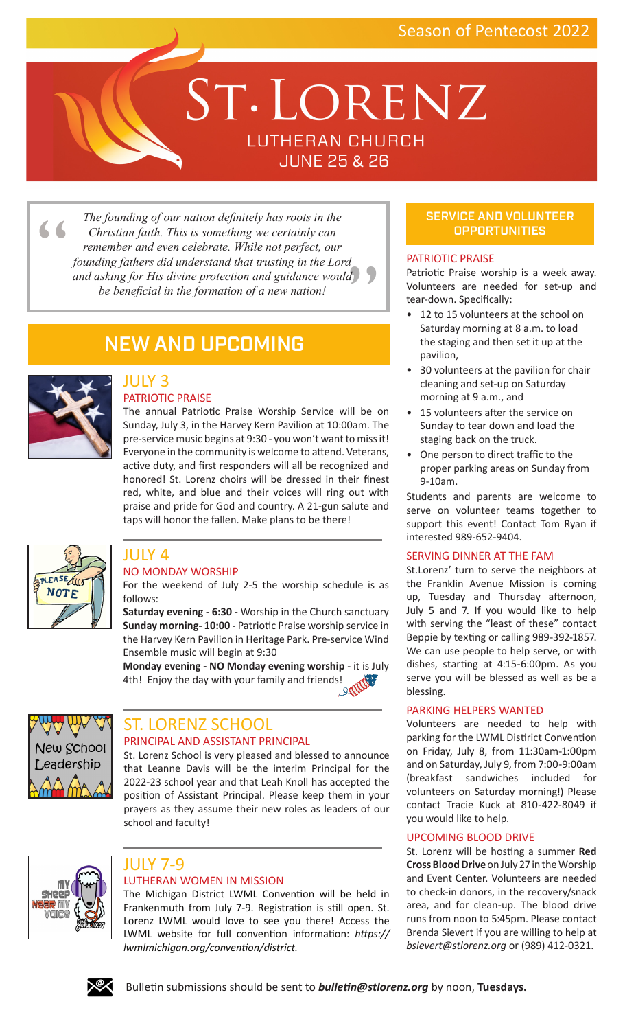Season of Pentecost 2022

# St. Lorenz

LUTHERAN CHURCH

JUNE 25 & 26

> *The founding of our nation definitely has roots in the Christian faith. This is something we certainly can remember and even celebrate. While not perfect, our founding fathers did understand that trusting in the Lord and asking for His divine protection and guidance would be beneficial in the formation of a new nation!*

## NEW AND UPCOMING

### JULY 3

#### PATRIOTIC PRAISE

The annual Patriotic Praise Worship Service will be on Sunday, July 3, in the Harvey Kern Pavilion at 10:00am. The pre-service music begins at 9:30 - you won't want to miss it! Everyone in the community is welcome to attend. Veterans, active duty, and first responders will all be recognized and honored! St. Lorenz choirs will be dressed in their finest red, white, and blue and their voices will ring out with praise and pride for God and country. A 21-gun salute and taps will honor the fallen. Make plans to be there!

### JULY 4

#### NO MONDAY WORSHIP

For the weekend of July 2-5 the worship schedule is as follows:

**Saturday evening - 6:30 -** Worship in the Church sanctuary
**Sunday morning- 10:00 -** Patriotic Praise worship service in the Harvey Kern Pavilion in Heritage Park. Pre-service Wind Ensemble music will begin at 9:30

**Monday evening - NO Monday evening worship** - it is July 4th! Enjoy the day with your family and friends!

### ST. LORENZ SCHOOL

#### PRINCIPAL AND ASSISTANT PRINCIPAL

St. Lorenz School is very pleased and blessed to announce that Leanne Davis will be the interim Principal for the 2022-23 school year and that Leah Knoll has accepted the position of Assistant Principal. Please keep them in your prayers as they assume their new roles as leaders of our school and faculty!

### JULY 7-9

#### LUTHERAN WOMEN IN MISSION

The Michigan District LWML Convention will be held in Frankenmuth from July 7-9. Registration is still open. St. Lorenz LWML would love to see you there! Access the LWML website for full convention information: *https://lwmlmichigan.org/convention/district.*

## SERVICE AND VOLUNTEER OPPORTUNITIES

#### PATRIOTIC PRAISE

Patriotic Praise worship is a week away. Volunteers are needed for set-up and tear-down. Specifically:

- 12 to 15 volunteers at the school on Saturday morning at 8 a.m. to load the staging and then set it up at the pavilion,
- 30 volunteers at the pavilion for chair cleaning and set-up on Saturday morning at 9 a.m., and
- 15 volunteers after the service on Sunday to tear down and load the staging back on the truck.
- One person to direct traffic to the proper parking areas on Sunday from 9-10am.

Students and parents are welcome to serve on volunteer teams together to support this event! Contact Tom Ryan if interested 989-652-9404.

#### SERVING DINNER AT THE FAM

St.Lorenz' turn to serve the neighbors at the Franklin Avenue Mission is coming up, Tuesday and Thursday afternoon, July 5 and 7. If you would like to help with serving the "least of these" contact Beppie by texting or calling 989-392-1857. We can use people to help serve, or with dishes, starting at 4:15-6:00pm. As you serve you will be blessed as well as be a blessing.

#### PARKING HELPERS WANTED

Volunteers are needed to help with parking for the LWML District Convention on Friday, July 8, from 11:30am-1:00pm and on Saturday, July 9, from 7:00-9:00am (breakfast sandwiches included for volunteers on Saturday morning!) Please contact Tracie Kuck at 810-422-8049 if you would like to help.

#### UPCOMING BLOOD DRIVE

St. Lorenz will be hosting a summer **Red Cross Blood Drive** on July 27 in the Worship and Event Center. Volunteers are needed to check-in donors, in the recovery/snack area, and for clean-up. The blood drive runs from noon to 5:45pm. Please contact Brenda Sievert if you are willing to help at *bsievert@stlorenz.org* or (989) 412-0321.

Bulletin submissions should be sent to ***bulletin@stlorenz.org*** by noon, **Tuesdays.**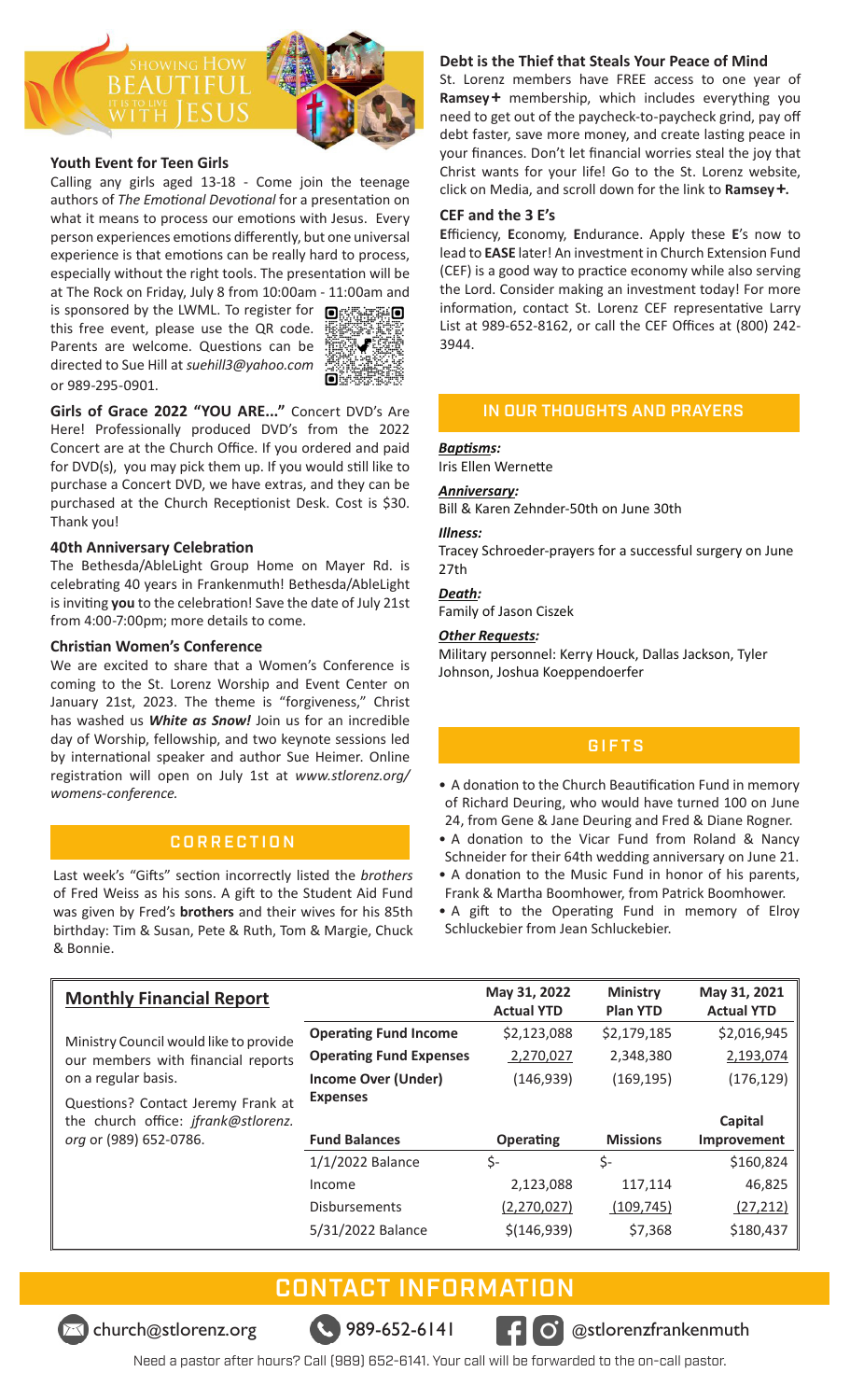SHOWING HOW BEAUTIFUL IT IS TO LIVE WITH JESUS

### Youth Event for Teen Girls

Calling any girls aged 13-18 - Come join the teenage authors of *The Emotional Devotional* for a presentation on what it means to process our emotions with Jesus. Every person experiences emotions differently, but one universal experience is that emotions can be really hard to process, especially without the right tools. The presentation will be at The Rock on Friday, July 8 from 10:00am - 11:00am and is sponsored by the LWML. To register for this free event, please use the QR code. Parents are welcome. Questions can be directed to Sue Hill at *suehill3@yahoo.com* or 989-295-0901.

**Girls of Grace 2022 "YOU ARE..."** Concert DVD's Are Here! Professionally produced DVD's from the 2022 Concert are at the Church Office. If you ordered and paid for DVD(s), you may pick them up. If you would still like to purchase a Concert DVD, we have extras, and they can be purchased at the Church Receptionist Desk. Cost is $30. Thank you!

### 40th Anniversary Celebration

The Bethesda/AbleLight Group Home on Mayer Rd. is celebrating 40 years in Frankenmuth! Bethesda/AbleLight is inviting **you** to the celebration! Save the date of July 21st from 4:00-7:00pm; more details to come.

### Christian Women's Conference

We are excited to share that a Women's Conference is coming to the St. Lorenz Worship and Event Center on January 21st, 2023. The theme is "forgiveness," Christ has washed us ***White as Snow!*** Join us for an incredible day of Worship, fellowship, and two keynote sessions led by international speaker and author Sue Heimer. Online registration will open on July 1st at *www.stlorenz.org/womens-conference.*

## CORRECTION

Last week's "Gifts" section incorrectly listed the *brothers* of Fred Weiss as his sons. A gift to the Student Aid Fund was given by Fred's **brothers** and their wives for his 85th birthday: Tim & Susan, Pete & Ruth, Tom & Margie, Chuck & Bonnie.

### Debt is the Thief that Steals Your Peace of Mind

St. Lorenz members have FREE access to one year of **Ramsey+** membership, which includes everything you need to get out of the paycheck-to-paycheck grind, pay off debt faster, save more money, and create lasting peace in your finances. Don't let financial worries steal the joy that Christ wants for your life! Go to the St. Lorenz website, click on Media, and scroll down for the link to **Ramsey+.**

### CEF and the 3 E's

**E**fficiency, **E**conomy, **E**ndurance. Apply these **E**'s now to lead to **EASE** later! An investment in Church Extension Fund (CEF) is a good way to practice economy while also serving the Lord. Consider making an investment today! For more information, contact St. Lorenz CEF representative Larry List at 989-652-8162, or call the CEF Offices at (800) 242-3944.

## IN OUR THOUGHTS AND PRAYERS

***Baptisms:***
Iris Ellen Wernette

***Anniversary:***
Bill & Karen Zehnder-50th on June 30th

***Illness:***
Tracey Schroeder-prayers for a successful surgery on June 27th

***Death:***
Family of Jason Ciszek

***Other Requests:***
Military personnel: Kerry Houck, Dallas Jackson, Tyler Johnson, Joshua Koeppendoerfer

## GIFTS

- A donation to the Church Beautification Fund in memory of Richard Deuring, who would have turned 100 on June 24, from Gene & Jane Deuring and Fred & Diane Rogner.
- A donation to the Vicar Fund from Roland & Nancy Schneider for their 64th wedding anniversary on June 21.
- A donation to the Music Fund in honor of his parents, Frank & Martha Boomhower, from Patrick Boomhower.
- A gift to the Operating Fund in memory of Elroy Schluckebier from Jean Schluckebier.

## Monthly Financial Report

Ministry Council would like to provide our members with financial reports on a regular basis.

Questions? Contact Jeremy Frank at the church office: *jfrank@stlorenz.org* or (989) 652-0786.

| | May 31, 2022 Actual YTD | Ministry Plan YTD | May 31, 2021 Actual YTD |
|---|---|---|---|
| **Operating Fund Income** | $2,123,088 | $2,179,185 | $2,016,945 |
| **Operating Fund Expenses** | 2,270,027 | 2,348,380 | 2,193,074 |
| **Income Over (Under) Expenses** | (146,939) | (169,195) | (176,129) |

| **Fund Balances** | **Operating** | **Missions** | **Capital Improvement** |
|---|---|---|---|
| 1/1/2022 Balance | $- | $- | $160,824 |
| Income | 2,123,088 | 117,114 | 46,825 |
| Disbursements | (2,270,027) | (109,745) | (27,212) |
| 5/31/2022 Balance | $(146,939) | $7,368 | $180,437 |

## CONTACT INFORMATION

church@stlorenz.org 989-652-6141 @stlorenzfrankenmuth

Need a pastor after hours? Call (989) 652-6141. Your call will be forwarded to the on-call pastor.